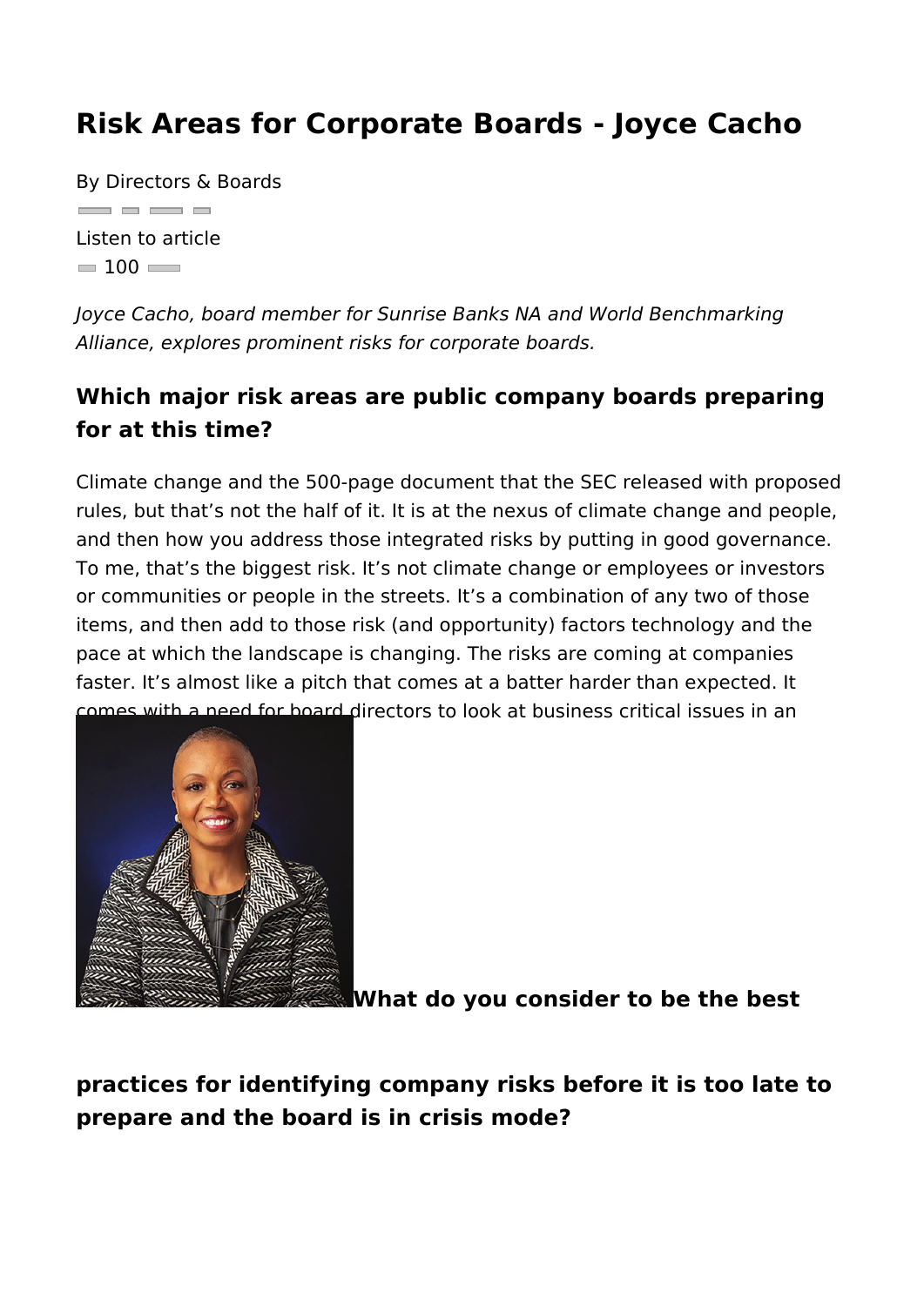# Risk Areas for Corporate Boards - Joyce Cacho

By Directors & Boards

Listen to article

100

*Joyce Cacho, board member for Sunrise Banks NA and World Benchmarking Alliance, explores prominent risks for corporate boards.*

## Which major risk areas are public company boards preparing for at this time?

Climate change and the 500-page document that the SEC released with proposed rules, but that's not the half of it. It is at the nexus of climate change and people, and then how you address those integrated risks by putting in good governance. To me, that's the biggest risk. It's not climate change or employees or investors or communities or people in the streets. It's a combination of any two of those items, and then add to those risk (and opportunity) factors technology and the pace at which the landscape is changing. The risks are coming at companies faster. It's almost like a pitch that comes at a batter harder than expected. It comes with a need for board directors to look at business critical issues in an

## What do you consider to be the best practices for identifying company risks before it is too late to prepare and the board is in crisis mode?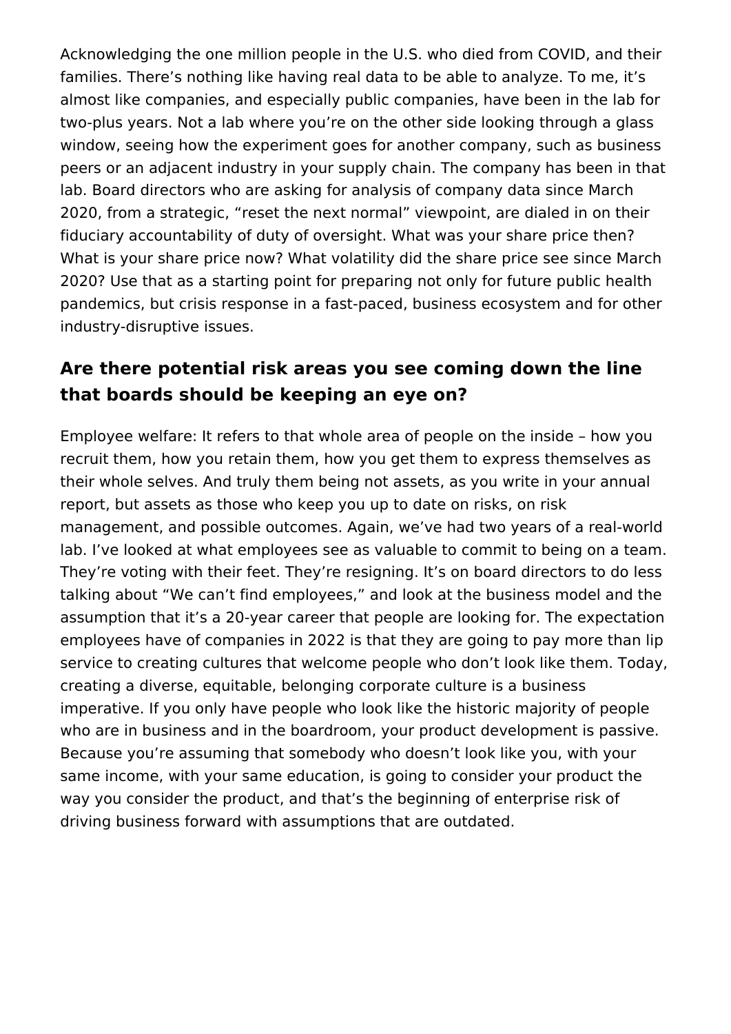Acknowledging the one million people in the U.S. who died from COVID, and their families. There's nothing like having real data to be able to analyze. To me, it's almost like companies, and especially public companies, have been in the lab for two-plus years. Not a lab where you're on the other side looking through a glass window, seeing how the experiment goes for another company, such as business peers or an adjacent industry in your supply chain. The company has been in that lab. Board directors who are asking for analysis of company data since March 2020, from a strategic, "reset the next normal" viewpoint, are dialed in on their fiduciary accountability of duty of oversight. What was your share price then? What is your share price now? What volatility did the share price see since March 2020? Use that as a starting point for preparing not only for future public health pandemics, but crisis response in a fast-paced, business ecosystem and for other industry-disruptive issues.

## Are there potential risk areas you see coming down the line that boards should be keeping an eye on?

Employee welfare: It refers to that whole area of people on the inside – how you recruit them, how you retain them, how you get them to express themselves as their whole selves. And truly them being not assets, as you write in your annual report, but assets as those who keep you up to date on risks, on risk management, and possible outcomes. Again, we've had two years of a real-world lab. I've looked at what employees see as valuable to commit to being on a team. They're voting with their feet. They're resigning. It's on board directors to do less talking about "We can't find employees," and look at the business model and the assumption that it's a 20-year career that people are looking for. The expectation employees have of companies in 2022 is that they are going to pay more than lip service to creating cultures that welcome people who don't look like them. Today, creating a diverse, equitable, belonging corporate culture is a business imperative. If you only have people who look like the historic majority of people who are in business and in the boardroom, your product development is passive. Because you're assuming that somebody who doesn't look like you, with your same income, with your same education, is going to consider your product the way you consider the product, and that's the beginning of enterprise risk of driving business forward with assumptions that are outdated.